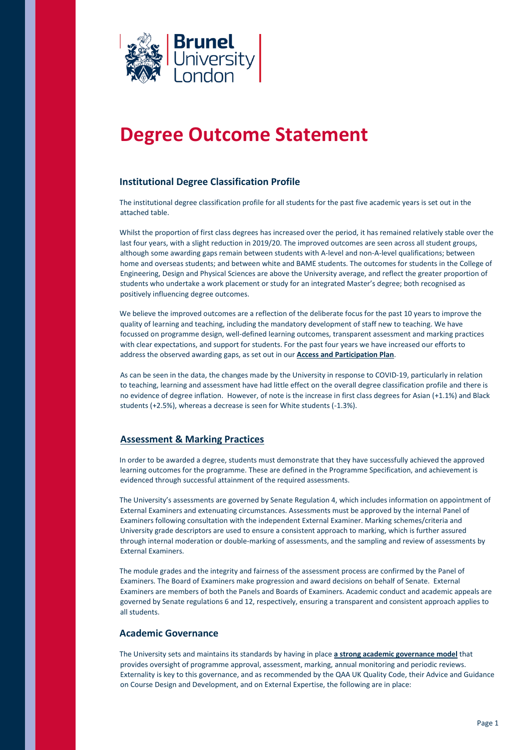# Degree Outcome Statement

## Institutional Degree Classification Profile

The institutional degree classification profile for all students for the past five academic years is set out in the attached table.

Whilst the proportion of first class degrees has increased over the period, it has remained relatively stable over the last four years, with a slight reduction in 2019/20. The improved outcomes are seen across all student groups, although some awarding gaps remain between students with A-level and non-A-level qualifications; between home and overseas students; and between white and BAME students. The outcomes for students in the College of Engineering, Design and Physical Sciences are above the University average, and reflect the greater proportion of students who undertake a work placement or study for an integrated Master's degree; both recognised as positively influencing degree outcomes.

We believe the improved outcomes are a reflection of the deliberate focus for the past 10 years to improve the quality of learning and teaching, including the mandatory development of staff new to teaching. We have focussed on programme design, well-defined learning outcomes, transparent assessment and marking practices with clear expectations, and support for students. For the past four years we have increased our efforts to address the observed awarding gaps, as set out in our **Access and Participation Plan**.

As can be seen in the data, the changes made by the University in response to COVID-19, particularly in relation to teaching, learning and assessment have had little effect on the overall degree classification profile and there is no evidence of degree inflation. However, of note is the increase in first class degrees for Asian (+1.1%) and Black students (+2.5%), whereas a decrease is seen for White students (-1.3%).

## Assessment & Marking Practices

In order to be awarded a degree, students must demonstrate that they have successfully achieved the approved learning outcomes for the programme. These are defined in the Programme Specification, and achievement is evidenced through successful attainment of the required assessments.

The University's assessments are governed by Senate Regulation 4, which includes information on appointment of External Examiners and extenuating circumstances. Assessments must be approved by the internal Panel of Examiners following consultation with the independent External Examiner. Marking schemes/criteria and University grade descriptors are used to ensure a consistent approach to marking, which is further assured through internal moderation or double-marking of assessments, and the sampling and review of assessments by External Examiners.

The module grades and the integrity and fairness of the assessment process are confirmed by the Panel of Examiners. The Board of Examiners make progression and award decisions on behalf of Senate. External Examiners are members of both the Panels and Boards of Examiners. Academic conduct and academic appeals are governed by Senate regulations 6 and 12, respectively, ensuring a transparent and consistent approach applies to all students.

## Academic Governance

The University sets and maintains its standards by having in place **a strong academic governance model** that provides oversight of programme approval, assessment, marking, annual monitoring and periodic reviews. Externality is key to this governance, and as recommended by the QAA UK Quality Code, their Advice and Guidance on Course Design and Development, and on External Expertise, the following are in place: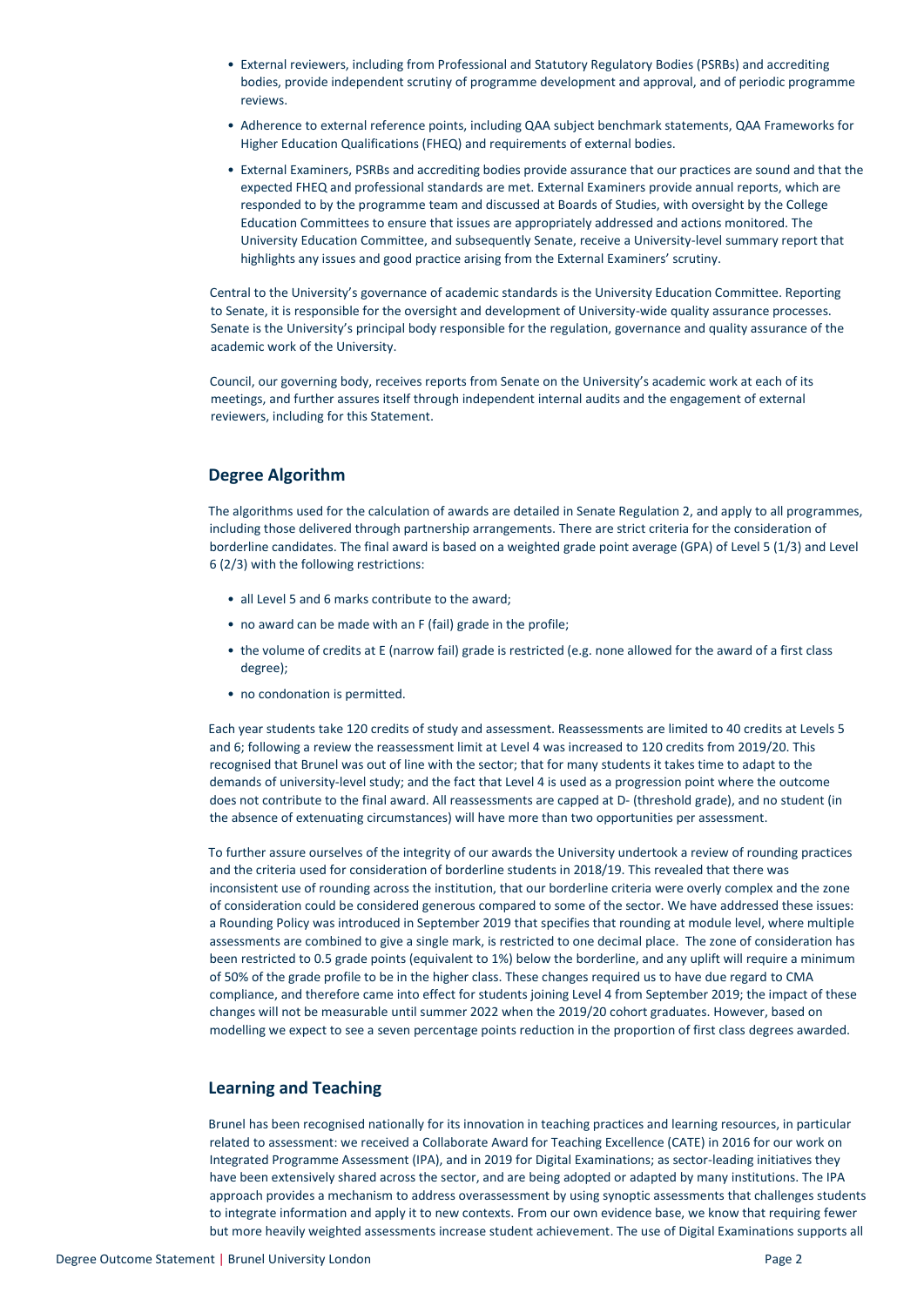- External reviewers, including from Professional and Statutory Regulatory Bodies (PSRBs) and accrediting bodies, provide independent scrutiny of programme development and approval, and of periodic programme reviews.
- Adherence to external reference points, including QAA subject benchmark statements, QAA Frameworks for Higher Education Qualifications (FHEQ) and requirements of external bodies.
- External Examiners, PSRBs and accrediting bodies provide assurance that our practices are sound and that the expected FHEQ and professional standards are met. External Examiners provide annual reports, which are responded to by the programme team and discussed at Boards of Studies, with oversight by the College Education Committees to ensure that issues are appropriately addressed and actions monitored. The University Education Committee, and subsequently Senate, receive a University-level summary report that highlights any issues and good practice arising from the External Examiners' scrutiny.

Central to the University's governance of academic standards is the University Education Committee. Reporting to Senate, it is responsible for the oversight and development of University-wide quality assurance processes. Senate is the University's principal body responsible for the regulation, governance and quality assurance of the academic work of the University.

Council, our governing body, receives reports from Senate on the University's academic work at each of its meetings, and further assures itself through independent internal audits and the engagement of external reviewers, including for this Statement.

## Degree Algorithm

The algorithms used for the calculation of awards are detailed in Senate Regulation 2, and apply to all programmes, including those delivered through partnership arrangements. There are strict criteria for the consideration of borderline candidates. The final award is based on a weighted grade point average (GPA) of Level 5 (1/3) and Level 6 (2/3) with the following restrictions:

- all Level 5 and 6 marks contribute to the award;
- no award can be made with an F (fail) grade in the profile;
- the volume of credits at E (narrow fail) grade is restricted (e.g. none allowed for the award of a first class degree);
- no condonation is permitted.

Each year students take 120 credits of study and assessment. Reassessments are limited to 40 credits at Levels 5 and 6; following a review the reassessment limit at Level 4 was increased to 120 credits from 2019/20. This recognised that Brunel was out of line with the sector; that for many students it takes time to adapt to the demands of university-level study; and the fact that Level 4 is used as a progression point where the outcome does not contribute to the final award. All reassessments are capped at D- (threshold grade), and no student (in the absence of extenuating circumstances) will have more than two opportunities per assessment.

To further assure ourselves of the integrity of our awards the University undertook a review of rounding practices and the criteria used for consideration of borderline students in 2018/19. This revealed that there was inconsistent use of rounding across the institution, that our borderline criteria were overly complex and the zone of consideration could be considered generous compared to some of the sector. We have addressed these issues: a Rounding Policy was introduced in September 2019 that specifies that rounding at module level, where multiple assessments are combined to give a single mark, is restricted to one decimal place. The zone of consideration has been restricted to 0.5 grade points (equivalent to 1%) below the borderline, and any uplift will require a minimum of 50% of the grade profile to be in the higher class. These changes required us to have due regard to CMA compliance, and therefore came into effect for students joining Level 4 from September 2019; the impact of these changes will not be measurable until summer 2022 when the 2019/20 cohort graduates. However, based on modelling we expect to see a seven percentage points reduction in the proportion of first class degrees awarded.

## Learning and Teaching

Brunel has been recognised nationally for its innovation in teaching practices and learning resources, in particular related to assessment: we received a Collaborate Award for Teaching Excellence (CATE) in 2016 for our work on Integrated Programme Assessment (IPA), and in 2019 for Digital Examinations; as sector-leading initiatives they have been extensively shared across the sector, and are being adopted or adapted by many institutions. The IPA approach provides a mechanism to address overassessment by using synoptic assessments that challenges students to integrate information and apply it to new contexts. From our own evidence base, we know that requiring fewer but more heavily weighted assessments increase student achievement. The use of Digital Examinations supports all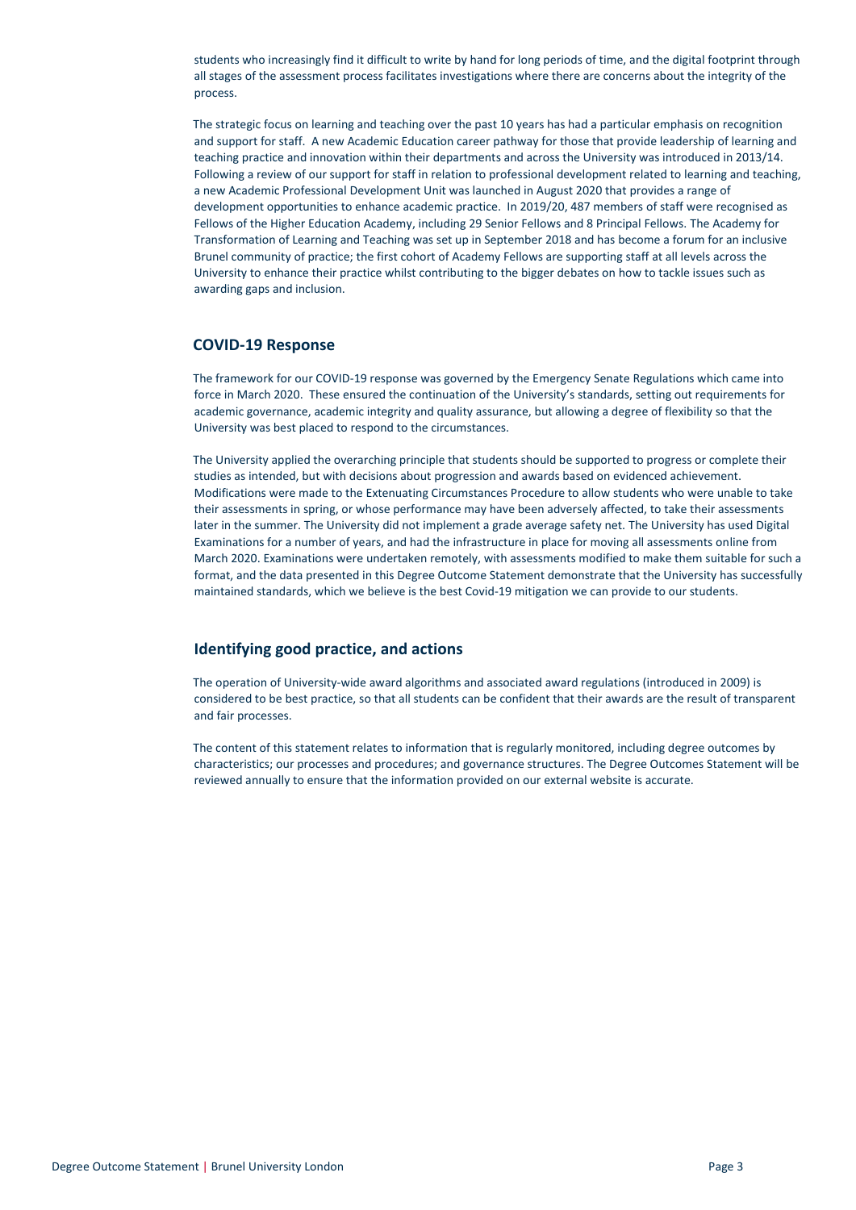students who increasingly find it difficult to write by hand for long periods of time, and the digital footprint through all stages of the assessment process facilitates investigations where there are concerns about the integrity of the process.

The strategic focus on learning and teaching over the past 10 years has had a particular emphasis on recognition and support for staff. A new Academic Education career pathway for those that provide leadership of learning and teaching practice and innovation within their departments and across the University was introduced in 2013/14. Following a review of our support for staff in relation to professional development related to learning and teaching, a new Academic Professional Development Unit was launched in August 2020 that provides a range of development opportunities to enhance academic practice. In 2019/20, 487 members of staff were recognised as Fellows of the Higher Education Academy, including 29 Senior Fellows and 8 Principal Fellows. The Academy for Transformation of Learning and Teaching was set up in September 2018 and has become a forum for an inclusive Brunel community of practice; the first cohort of Academy Fellows are supporting staff at all levels across the University to enhance their practice whilst contributing to the bigger debates on how to tackle issues such as awarding gaps and inclusion.

## COVID-19 Response

The framework for our COVID-19 response was governed by the Emergency Senate Regulations which came into force in March 2020. These ensured the continuation of the University's standards, setting out requirements for academic governance, academic integrity and quality assurance, but allowing a degree of flexibility so that the University was best placed to respond to the circumstances.

The University applied the overarching principle that students should be supported to progress or complete their studies as intended, but with decisions about progression and awards based on evidenced achievement. Modifications were made to the Extenuating Circumstances Procedure to allow students who were unable to take their assessments in spring, or whose performance may have been adversely affected, to take their assessments later in the summer. The University did not implement a grade average safety net. The University has used Digital Examinations for a number of years, and had the infrastructure in place for moving all assessments online from March 2020. Examinations were undertaken remotely, with assessments modified to make them suitable for such a format, and the data presented in this Degree Outcome Statement demonstrate that the University has successfully maintained standards, which we believe is the best Covid-19 mitigation we can provide to our students.

## Identifying good practice, and actions

The operation of University-wide award algorithms and associated award regulations (introduced in 2009) is considered to be best practice, so that all students can be confident that their awards are the result of transparent and fair processes.

The content of this statement relates to information that is regularly monitored, including degree outcomes by characteristics; our processes and procedures; and governance structures. The Degree Outcomes Statement will be reviewed annually to ensure that the information provided on our external website is accurate.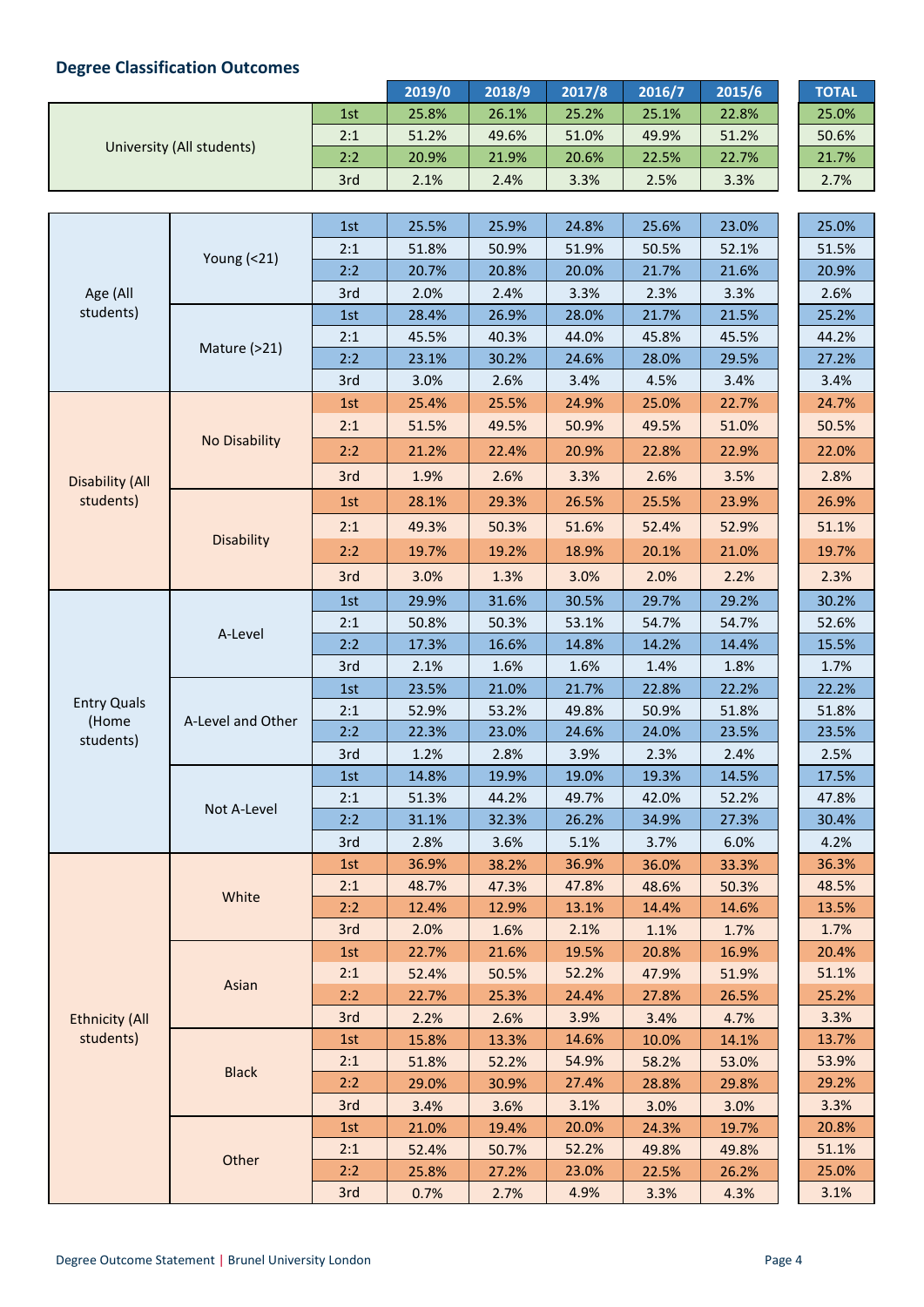## Degree Classification Outcomes

| | | | 2019/0 | 2018/9 | 2017/8 | 2016/7 | 2015/6 | TOTAL |
|---|---|---|---|---|---|---|---|---|
| University (All students) | | 1st | 25.8% | 26.1% | 25.2% | 25.1% | 22.8% | 25.0% |
| | | 2:1 | 51.2% | 49.6% | 51.0% | 49.9% | 51.2% | 50.6% |
| | | 2:2 | 20.9% | 21.9% | 20.6% | 22.5% | 22.7% | 21.7% |
| | | 3rd | 2.1% | 2.4% | 3.3% | 2.5% | 3.3% | 2.7% |
| Age (All students) | Young (<21) | 1st | 25.5% | 25.9% | 24.8% | 25.6% | 23.0% | 25.0% |
| | | 2:1 | 51.8% | 50.9% | 51.9% | 50.5% | 52.1% | 51.5% |
| | | 2:2 | 20.7% | 20.8% | 20.0% | 21.7% | 21.6% | 20.9% |
| | | 3rd | 2.0% | 2.4% | 3.3% | 2.3% | 3.3% | 2.6% |
| | Mature (>21) | 1st | 28.4% | 26.9% | 28.0% | 21.7% | 21.5% | 25.2% |
| | | 2:1 | 45.5% | 40.3% | 44.0% | 45.8% | 45.5% | 44.2% |
| | | 2:2 | 23.1% | 30.2% | 24.6% | 28.0% | 29.5% | 27.2% |
| | | 3rd | 3.0% | 2.6% | 3.4% | 4.5% | 3.4% | 3.4% |
| Disability (All students) | No Disability | 1st | 25.4% | 25.5% | 24.9% | 25.0% | 22.7% | 24.7% |
| | | 2:1 | 51.5% | 49.5% | 50.9% | 49.5% | 51.0% | 50.5% |
| | | 2:2 | 21.2% | 22.4% | 20.9% | 22.8% | 22.9% | 22.0% |
| | | 3rd | 1.9% | 2.6% | 3.3% | 2.6% | 3.5% | 2.8% |
| | Disability | 1st | 28.1% | 29.3% | 26.5% | 25.5% | 23.9% | 26.9% |
| | | 2:1 | 49.3% | 50.3% | 51.6% | 52.4% | 52.9% | 51.1% |
| | | 2:2 | 19.7% | 19.2% | 18.9% | 20.1% | 21.0% | 19.7% |
| | | 3rd | 3.0% | 1.3% | 3.0% | 2.0% | 2.2% | 2.3% |
| Entry Quals (Home students) | A-Level | 1st | 29.9% | 31.6% | 30.5% | 29.7% | 29.2% | 30.2% |
| | | 2:1 | 50.8% | 50.3% | 53.1% | 54.7% | 54.7% | 52.6% |
| | | 2:2 | 17.3% | 16.6% | 14.8% | 14.2% | 14.4% | 15.5% |
| | | 3rd | 2.1% | 1.6% | 1.6% | 1.4% | 1.8% | 1.7% |
| | A-Level and Other | 1st | 23.5% | 21.0% | 21.7% | 22.8% | 22.2% | 22.2% |
| | | 2:1 | 52.9% | 53.2% | 49.8% | 50.9% | 51.8% | 51.8% |
| | | 2:2 | 22.3% | 23.0% | 24.6% | 24.0% | 23.5% | 23.5% |
| | | 3rd | 1.2% | 2.8% | 3.9% | 2.3% | 2.4% | 2.5% |
| | Not A-Level | 1st | 14.8% | 19.9% | 19.0% | 19.3% | 14.5% | 17.5% |
| | | 2:1 | 51.3% | 44.2% | 49.7% | 42.0% | 52.2% | 47.8% |
| | | 2:2 | 31.1% | 32.3% | 26.2% | 34.9% | 27.3% | 30.4% |
| | | 3rd | 2.8% | 3.6% | 5.1% | 3.7% | 6.0% | 4.2% |
| Ethnicity (All students) | White | 1st | 36.9% | 38.2% | 36.9% | 36.0% | 33.3% | 36.3% |
| | | 2:1 | 48.7% | 47.3% | 47.8% | 48.6% | 50.3% | 48.5% |
| | | 2:2 | 12.4% | 12.9% | 13.1% | 14.4% | 14.6% | 13.5% |
| | | 3rd | 2.0% | 1.6% | 2.1% | 1.1% | 1.7% | 1.7% |
| | Asian | 1st | 22.7% | 21.6% | 19.5% | 20.8% | 16.9% | 20.4% |
| | | 2:1 | 52.4% | 50.5% | 52.2% | 47.9% | 51.9% | 51.1% |
| | | 2:2 | 22.7% | 25.3% | 24.4% | 27.8% | 26.5% | 25.2% |
| | | 3rd | 2.2% | 2.6% | 3.9% | 3.4% | 4.7% | 3.3% |
| | Black | 1st | 15.8% | 13.3% | 14.6% | 10.0% | 14.1% | 13.7% |
| | | 2:1 | 51.8% | 52.2% | 54.9% | 58.2% | 53.0% | 53.9% |
| | | 2:2 | 29.0% | 30.9% | 27.4% | 28.8% | 29.8% | 29.2% |
| | | 3rd | 3.4% | 3.6% | 3.1% | 3.0% | 3.0% | 3.3% |
| | Other | 1st | 21.0% | 19.4% | 20.0% | 24.3% | 19.7% | 20.8% |
| | | 2:1 | 52.4% | 50.7% | 52.2% | 49.8% | 49.8% | 51.1% |
| | | 2:2 | 25.8% | 27.2% | 23.0% | 22.5% | 26.2% | 25.0% |
| | | 3rd | 0.7% | 2.7% | 4.9% | 3.3% | 4.3% | 3.1% |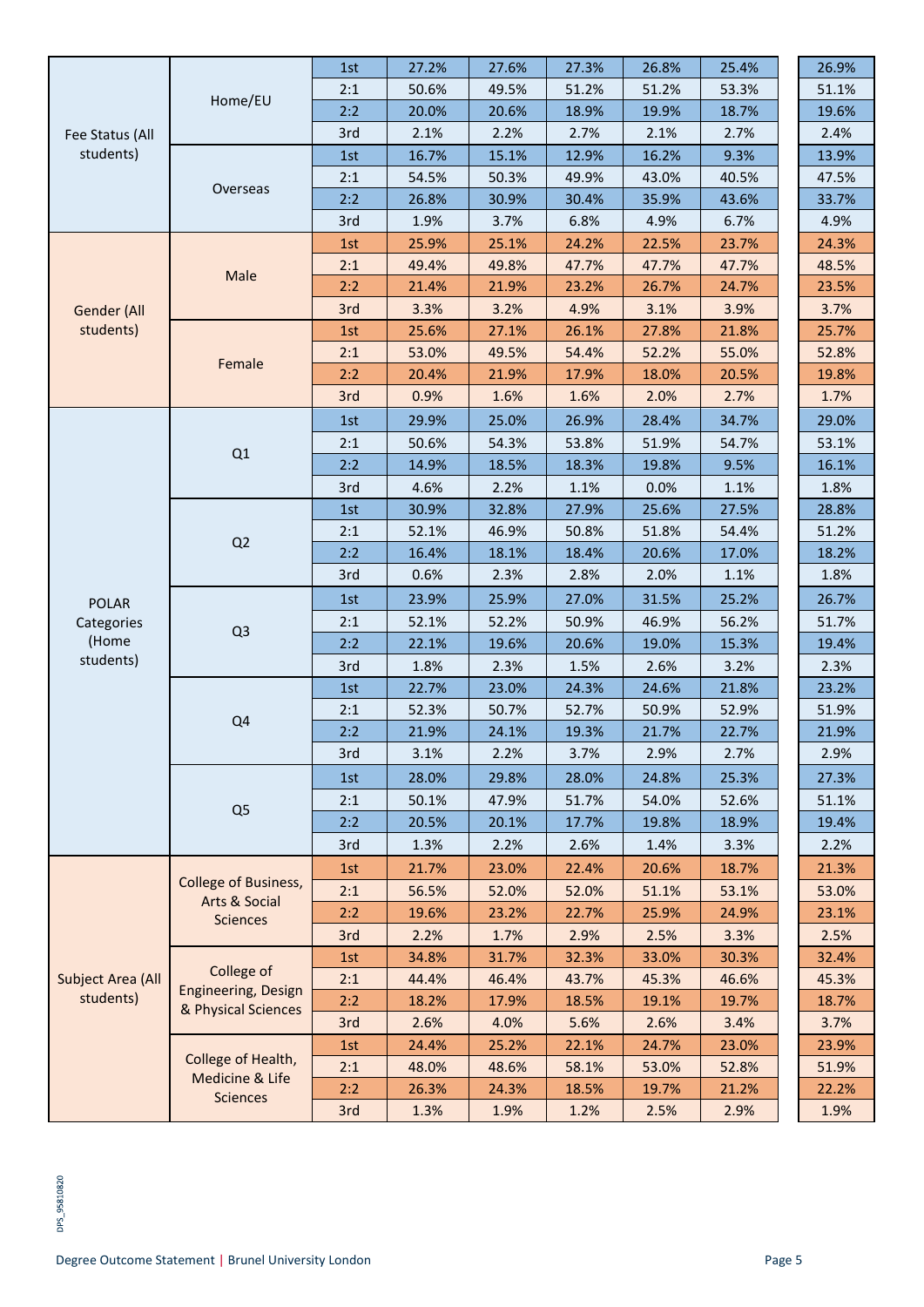| | | | | | | | | |
|---|---|---|---|---|---|---|---|---|
| Fee Status (All students) | Home/EU | 1st | 27.2% | 27.6% | 27.3% | 26.8% | 25.4% | 26.9% |
| | | 2:1 | 50.6% | 49.5% | 51.2% | 51.2% | 53.3% | 51.1% |
| | | 2:2 | 20.0% | 20.6% | 18.9% | 19.9% | 18.7% | 19.6% |
| | | 3rd | 2.1% | 2.2% | 2.7% | 2.1% | 2.7% | 2.4% |
| | Overseas | 1st | 16.7% | 15.1% | 12.9% | 16.2% | 9.3% | 13.9% |
| | | 2:1 | 54.5% | 50.3% | 49.9% | 43.0% | 40.5% | 47.5% |
| | | 2:2 | 26.8% | 30.9% | 30.4% | 35.9% | 43.6% | 33.7% |
| | | 3rd | 1.9% | 3.7% | 6.8% | 4.9% | 6.7% | 4.9% |
| Gender (All students) | Male | 1st | 25.9% | 25.1% | 24.2% | 22.5% | 23.7% | 24.3% |
| | | 2:1 | 49.4% | 49.8% | 47.7% | 47.7% | 47.7% | 48.5% |
| | | 2:2 | 21.4% | 21.9% | 23.2% | 26.7% | 24.7% | 23.5% |
| | | 3rd | 3.3% | 3.2% | 4.9% | 3.1% | 3.9% | 3.7% |
| | Female | 1st | 25.6% | 27.1% | 26.1% | 27.8% | 21.8% | 25.7% |
| | | 2:1 | 53.0% | 49.5% | 54.4% | 52.2% | 55.0% | 52.8% |
| | | 2:2 | 20.4% | 21.9% | 17.9% | 18.0% | 20.5% | 19.8% |
| | | 3rd | 0.9% | 1.6% | 1.6% | 2.0% | 2.7% | 1.7% |
| POLAR Categories (Home students) | Q1 | 1st | 29.9% | 25.0% | 26.9% | 28.4% | 34.7% | 29.0% |
| | | 2:1 | 50.6% | 54.3% | 53.8% | 51.9% | 54.7% | 53.1% |
| | | 2:2 | 14.9% | 18.5% | 18.3% | 19.8% | 9.5% | 16.1% |
| | | 3rd | 4.6% | 2.2% | 1.1% | 0.0% | 1.1% | 1.8% |
| | Q2 | 1st | 30.9% | 32.8% | 27.9% | 25.6% | 27.5% | 28.8% |
| | | 2:1 | 52.1% | 46.9% | 50.8% | 51.8% | 54.4% | 51.2% |
| | | 2:2 | 16.4% | 18.1% | 18.4% | 20.6% | 17.0% | 18.2% |
| | | 3rd | 0.6% | 2.3% | 2.8% | 2.0% | 1.1% | 1.8% |
| | Q3 | 1st | 23.9% | 25.9% | 27.0% | 31.5% | 25.2% | 26.7% |
| | | 2:1 | 52.1% | 52.2% | 50.9% | 46.9% | 56.2% | 51.7% |
| | | 2:2 | 22.1% | 19.6% | 20.6% | 19.0% | 15.3% | 19.4% |
| | | 3rd | 1.8% | 2.3% | 1.5% | 2.6% | 3.2% | 2.3% |
| | Q4 | 1st | 22.7% | 23.0% | 24.3% | 24.6% | 21.8% | 23.2% |
| | | 2:1 | 52.3% | 50.7% | 52.7% | 50.9% | 52.9% | 51.9% |
| | | 2:2 | 21.9% | 24.1% | 19.3% | 21.7% | 22.7% | 21.9% |
| | | 3rd | 3.1% | 2.2% | 3.7% | 2.9% | 2.7% | 2.9% |
| | Q5 | 1st | 28.0% | 29.8% | 28.0% | 24.8% | 25.3% | 27.3% |
| | | 2:1 | 50.1% | 47.9% | 51.7% | 54.0% | 52.6% | 51.1% |
| | | 2:2 | 20.5% | 20.1% | 17.7% | 19.8% | 18.9% | 19.4% |
| | | 3rd | 1.3% | 2.2% | 2.6% | 1.4% | 3.3% | 2.2% |
| Subject Area (All students) | College of Business, Arts & Social Sciences | 1st | 21.7% | 23.0% | 22.4% | 20.6% | 18.7% | 21.3% |
| | | 2:1 | 56.5% | 52.0% | 52.0% | 51.1% | 53.1% | 53.0% |
| | | 2:2 | 19.6% | 23.2% | 22.7% | 25.9% | 24.9% | 23.1% |
| | | 3rd | 2.2% | 1.7% | 2.9% | 2.5% | 3.3% | 2.5% |
| | College of Engineering, Design & Physical Sciences | 1st | 34.8% | 31.7% | 32.3% | 33.0% | 30.3% | 32.4% |
| | | 2:1 | 44.4% | 46.4% | 43.7% | 45.3% | 46.6% | 45.3% |
| | | 2:2 | 18.2% | 17.9% | 18.5% | 19.1% | 19.7% | 18.7% |
| | | 3rd | 2.6% | 4.0% | 5.6% | 2.6% | 3.4% | 3.7% |
| | College of Health, Medicine & Life Sciences | 1st | 24.4% | 25.2% | 22.1% | 24.7% | 23.0% | 23.9% |
| | | 2:1 | 48.0% | 48.6% | 58.1% | 53.0% | 52.8% | 51.9% |
| | | 2:2 | 26.3% | 24.3% | 18.5% | 19.7% | 21.2% | 22.2% |
| | | 3rd | 1.3% | 1.9% | 1.2% | 2.5% | 2.9% | 1.9% |